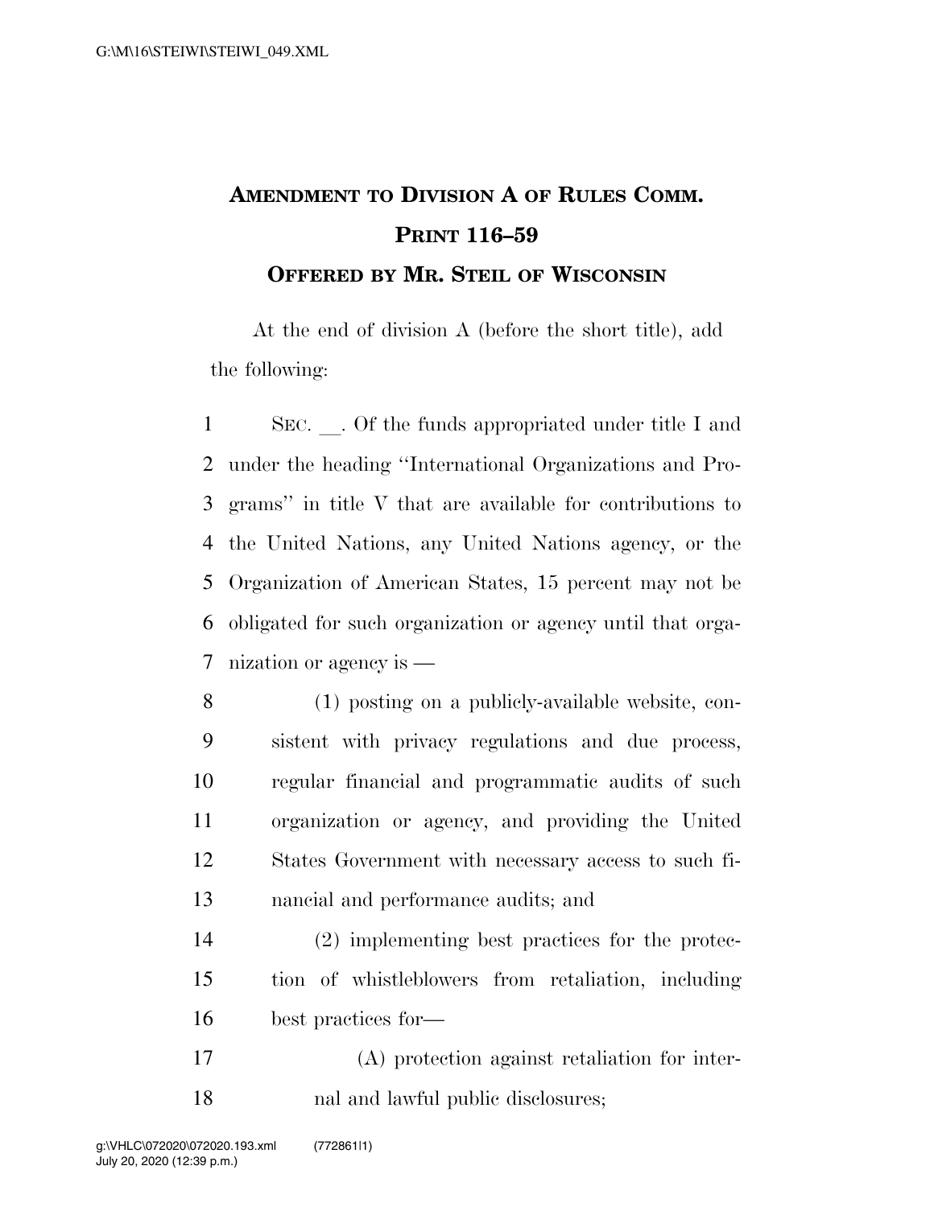# AMENDMENT TO DIVISION A OF RULES COMM. PRINT 116–59

## OFFERED BY MR. STEIL OF WISCONSIN

At the end of division A (before the short title), add the following:

SEC. __. Of the funds appropriated under title I and under the heading ''International Organizations and Programs'' in title V that are available for contributions to the United Nations, any United Nations agency, or the Organization of American States, 15 percent may not be obligated for such organization or agency until that organization or agency is —

(1) posting on a publicly-available website, consistent with privacy regulations and due process, regular financial and programmatic audits of such organization or agency, and providing the United States Government with necessary access to such financial and performance audits; and

(2) implementing best practices for the protection of whistleblowers from retaliation, including best practices for—

(A) protection against retaliation for internal and lawful public disclosures;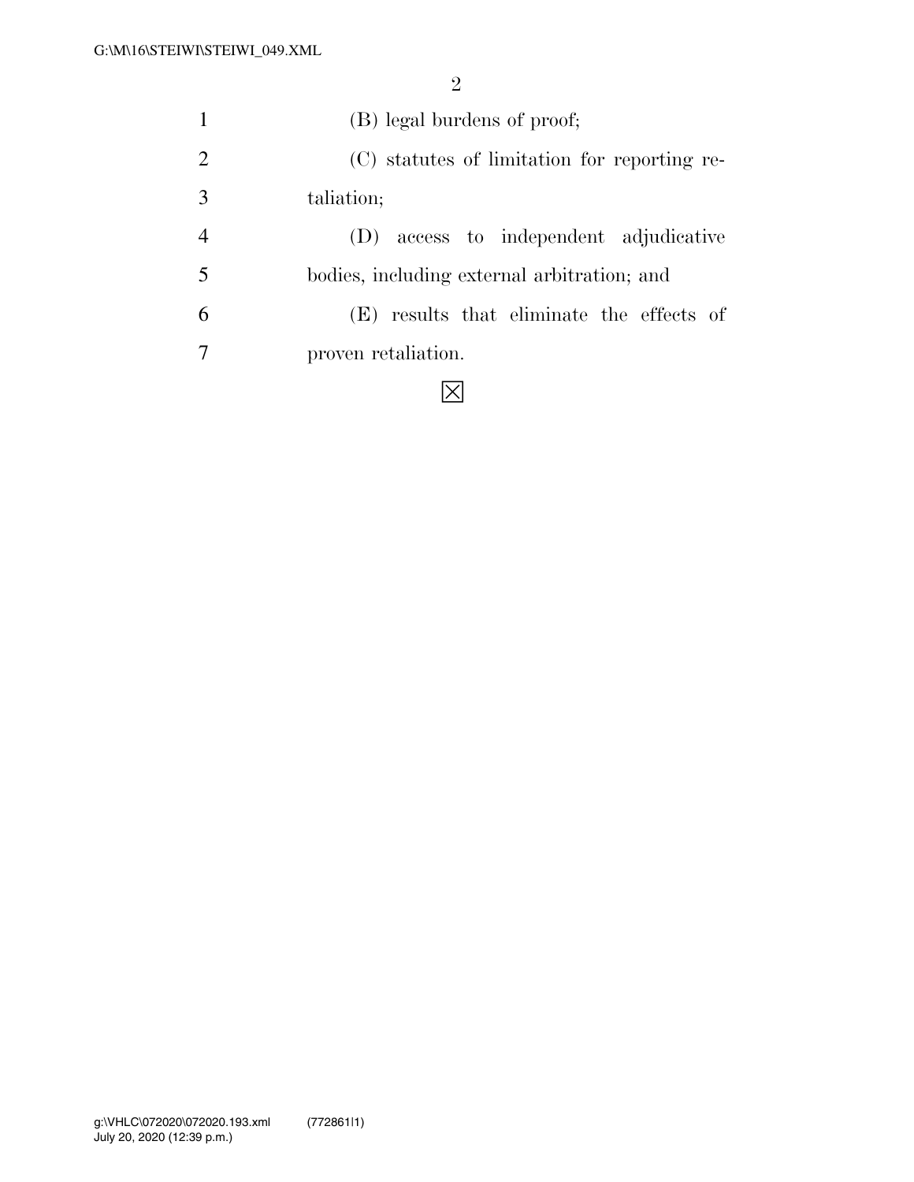(B) legal burdens of proof;

(C) statutes of limitation for reporting retaliation;

(D) access to independent adjudicative bodies, including external arbitration; and

(E) results that eliminate the effects of proven retaliation.